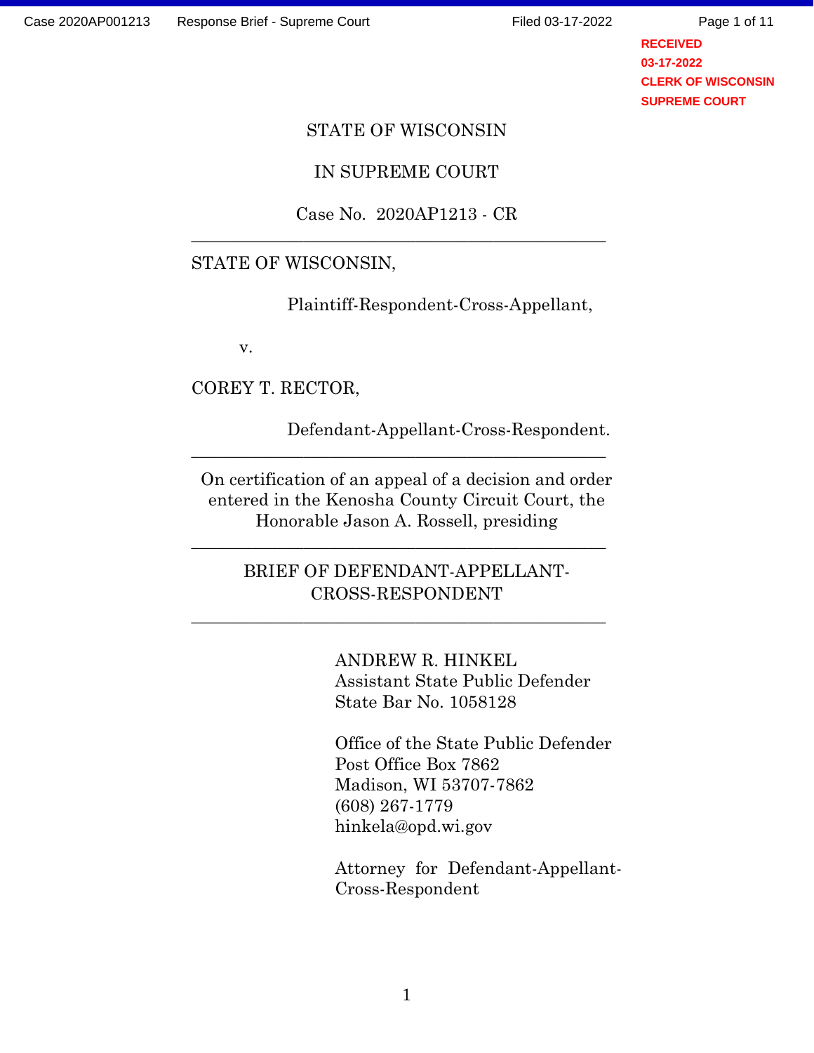STATE OF WISCONSIN

IN SUPREME COURT

Case No. 2020AP1213 - CR

---

STATE OF WISCONSIN,

Plaintiff-Respondent-Cross-Appellant,

v.

COREY T. RECTOR,

Defendant-Appellant-Cross-Respondent.

---

On certification of an appeal of a decision and order entered in the Kenosha County Circuit Court, the Honorable Jason A. Rossell, presiding

---

BRIEF OF DEFENDANT-APPELLANT-CROSS-RESPONDENT

---

ANDREW R. HINKEL
Assistant State Public Defender
State Bar No. 1058128

Office of the State Public Defender
Post Office Box 7862
Madison, WI 53707-7862
(608) 267-1779
hinkela@opd.wi.gov

Attorney for Defendant-Appellant-Cross-Respondent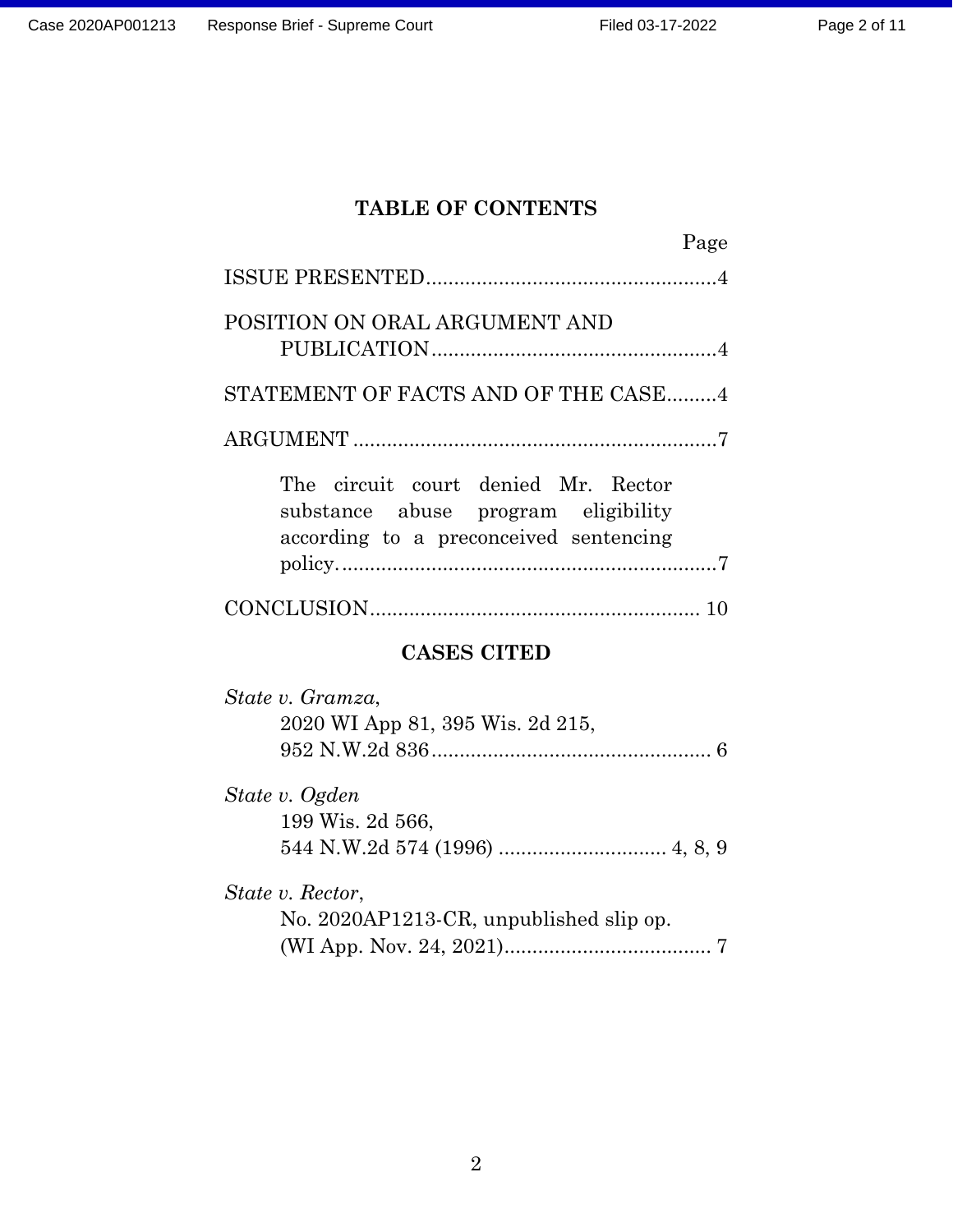## TABLE OF CONTENTS

Page

ISSUE PRESENTED....................................................4

POSITION ON ORAL ARGUMENT AND PUBLICATION....................................................4

STATEMENT OF FACTS AND OF THE CASE.........4

ARGUMENT .................................................................7

The circuit court denied Mr. Rector substance abuse program eligibility according to a preconceived sentencing policy....................................................................7

CONCLUSION........................................................... 10

## CASES CITED

*State v. Gramza*,
2020 WI App 81, 395 Wis. 2d 215,
952 N.W.2d 836.................................................. 6

*State v. Ogden*
199 Wis. 2d 566,
544 N.W.2d 574 (1996) .............................. 4, 8, 9

*State v. Rector*,
No. 2020AP1213-CR, unpublished slip op.
(WI App. Nov. 24, 2021)..................................... 7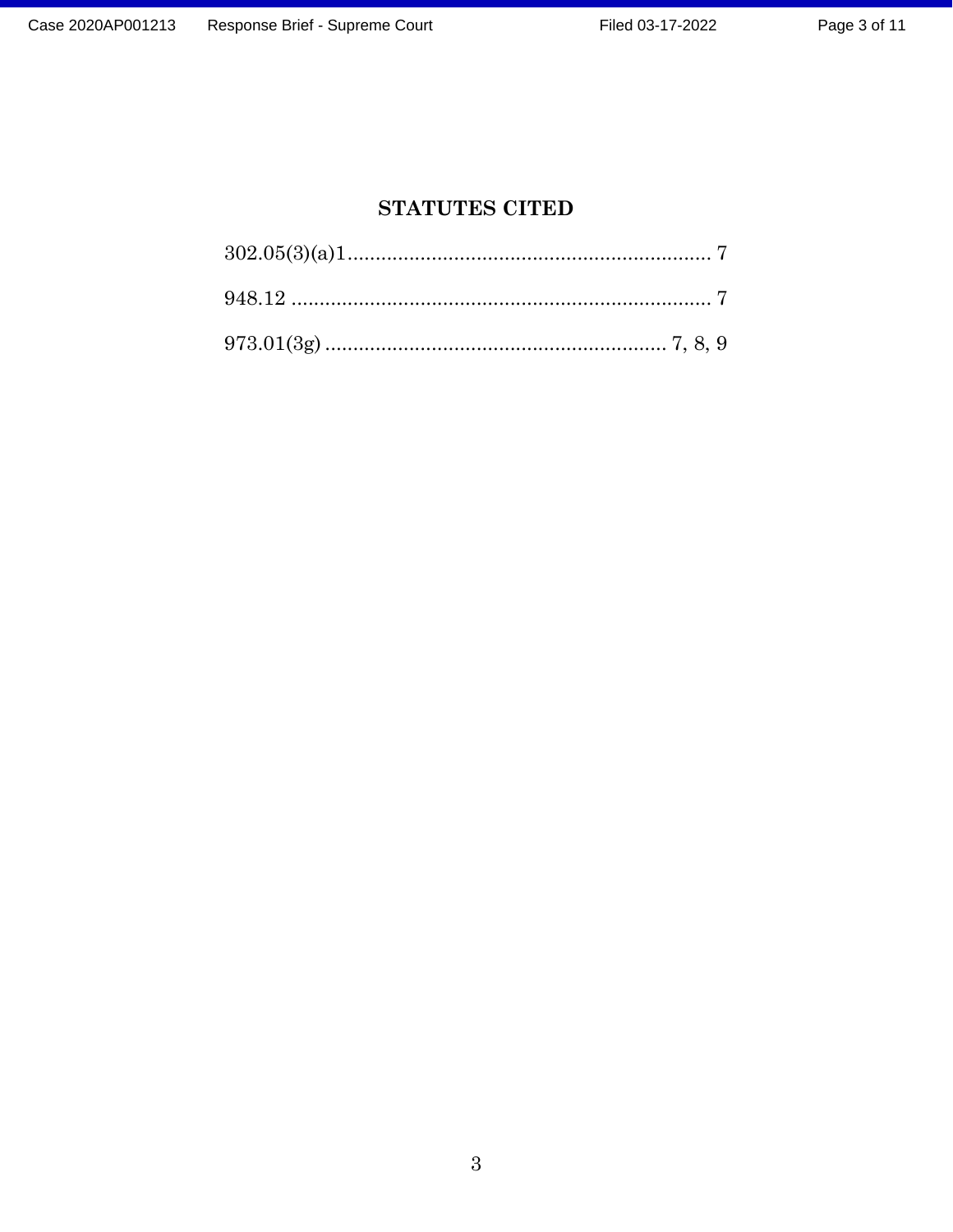## STATUTES CITED

302.05(3)(a)1................................................................. 7

948.12 .......................................................................... 7

973.01(3g) ............................................................. 7, 8, 9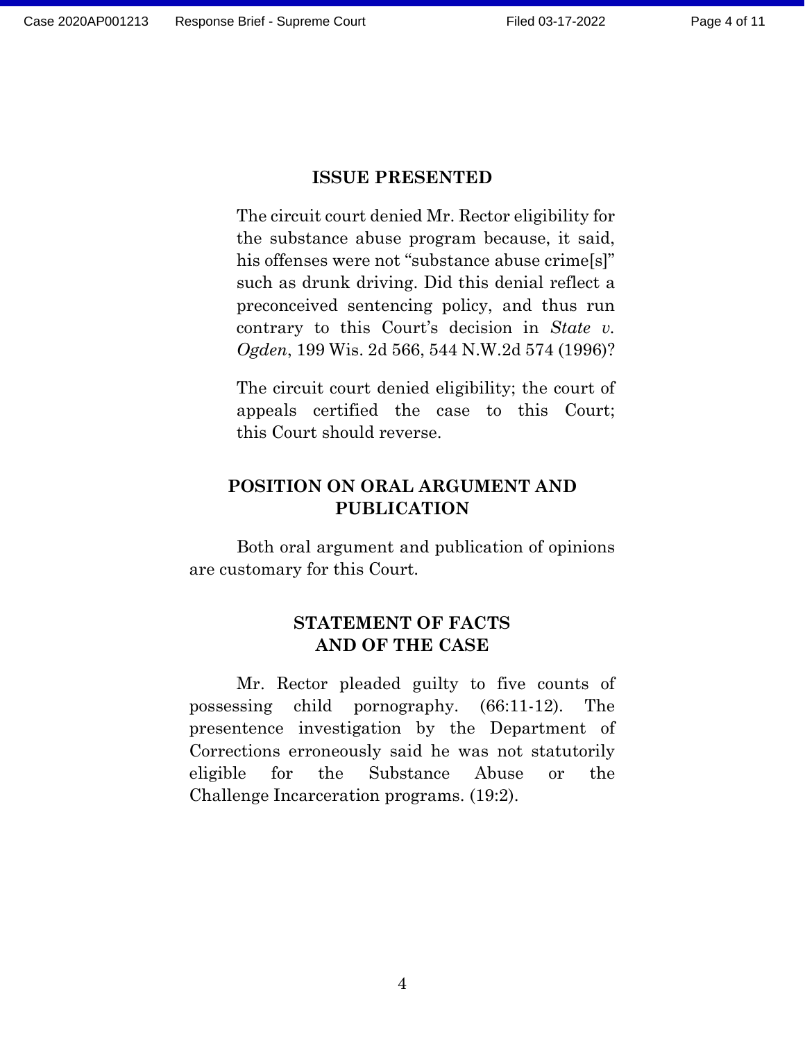## ISSUE PRESENTED

The circuit court denied Mr. Rector eligibility for the substance abuse program because, it said, his offenses were not "substance abuse crime[s]" such as drunk driving. Did this denial reflect a preconceived sentencing policy, and thus run contrary to this Court's decision in *State v. Ogden*, 199 Wis. 2d 566, 544 N.W.2d 574 (1996)?

The circuit court denied eligibility; the court of appeals certified the case to this Court; this Court should reverse.

## POSITION ON ORAL ARGUMENT AND PUBLICATION

Both oral argument and publication of opinions are customary for this Court.

## STATEMENT OF FACTS AND OF THE CASE

Mr. Rector pleaded guilty to five counts of possessing child pornography. (66:11-12). The presentence investigation by the Department of Corrections erroneously said he was not statutorily eligible for the Substance Abuse or the Challenge Incarceration programs. (19:2).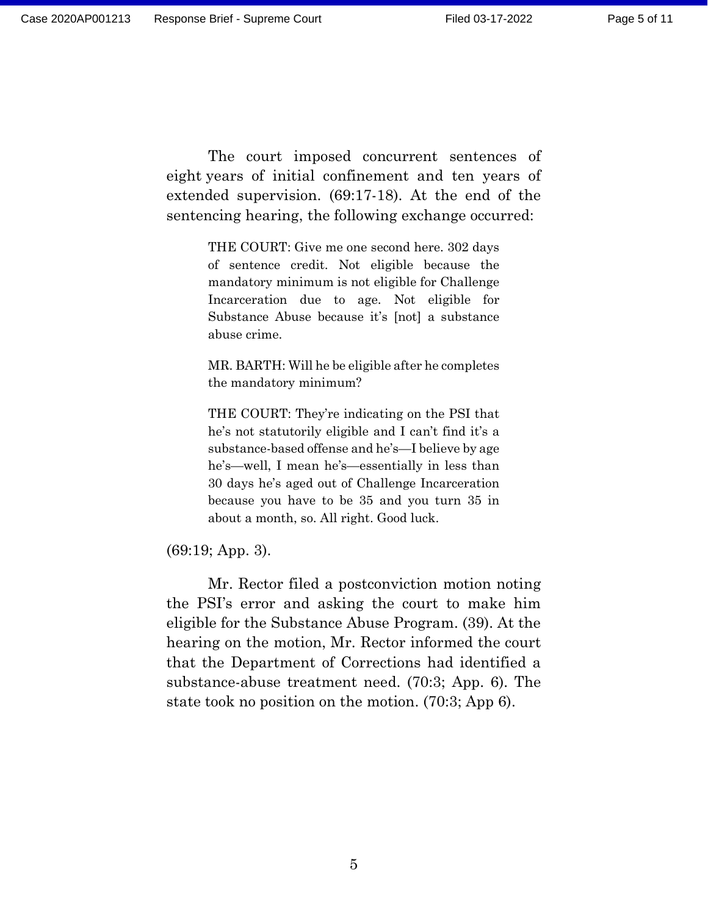The court imposed concurrent sentences of eight years of initial confinement and ten years of extended supervision. (69:17-18). At the end of the sentencing hearing, the following exchange occurred:

> THE COURT: Give me one second here. 302 days of sentence credit. Not eligible because the mandatory minimum is not eligible for Challenge Incarceration due to age. Not eligible for Substance Abuse because it's [not] a substance abuse crime.
>
> MR. BARTH: Will he be eligible after he completes the mandatory minimum?
>
> THE COURT: They're indicating on the PSI that he's not statutorily eligible and I can't find it's a substance-based offense and he's—I believe by age he's—well, I mean he's—essentially in less than 30 days he's aged out of Challenge Incarceration because you have to be 35 and you turn 35 in about a month, so. All right. Good luck.

(69:19; App. 3).

Mr. Rector filed a postconviction motion noting the PSI's error and asking the court to make him eligible for the Substance Abuse Program. (39). At the hearing on the motion, Mr. Rector informed the court that the Department of Corrections had identified a substance-abuse treatment need. (70:3; App. 6). The state took no position on the motion. (70:3; App 6).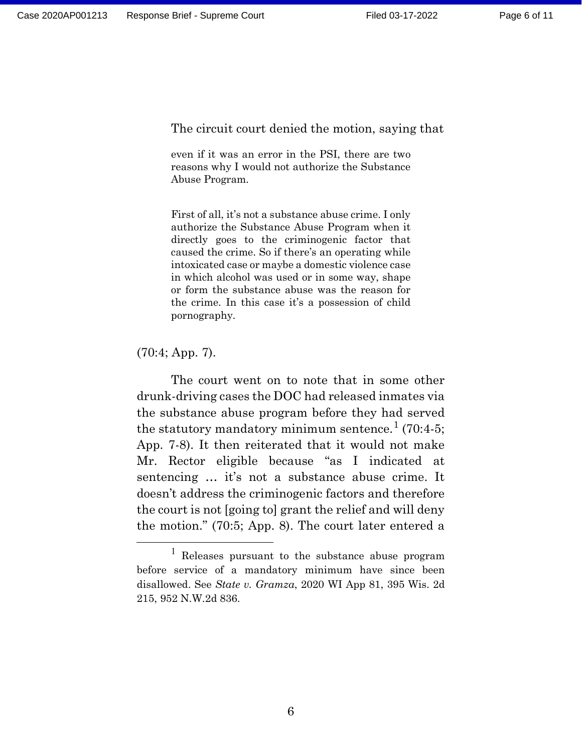The circuit court denied the motion, saying that

> even if it was an error in the PSI, there are two reasons why I would not authorize the Substance Abuse Program.
>
> First of all, it's not a substance abuse crime. I only authorize the Substance Abuse Program when it directly goes to the criminogenic factor that caused the crime. So if there's an operating while intoxicated case or maybe a domestic violence case in which alcohol was used or in some way, shape or form the substance abuse was the reason for the crime. In this case it's a possession of child pornography.

(70:4; App. 7).

The court went on to note that in some other drunk-driving cases the DOC had released inmates via the substance abuse program before they had served the statutory mandatory minimum sentence.[1] (70:4-5; App. 7-8). It then reiterated that it would not make Mr. Rector eligible because "as I indicated at sentencing … it's not a substance abuse crime. It doesn't address the criminogenic factors and therefore the court is not [going to] grant the relief and will deny the motion." (70:5; App. 8). The court later entered a

---

[1] Releases pursuant to the substance abuse program before service of a mandatory minimum have since been disallowed. See *State v. Gramza*, 2020 WI App 81, 395 Wis. 2d 215, 952 N.W.2d 836.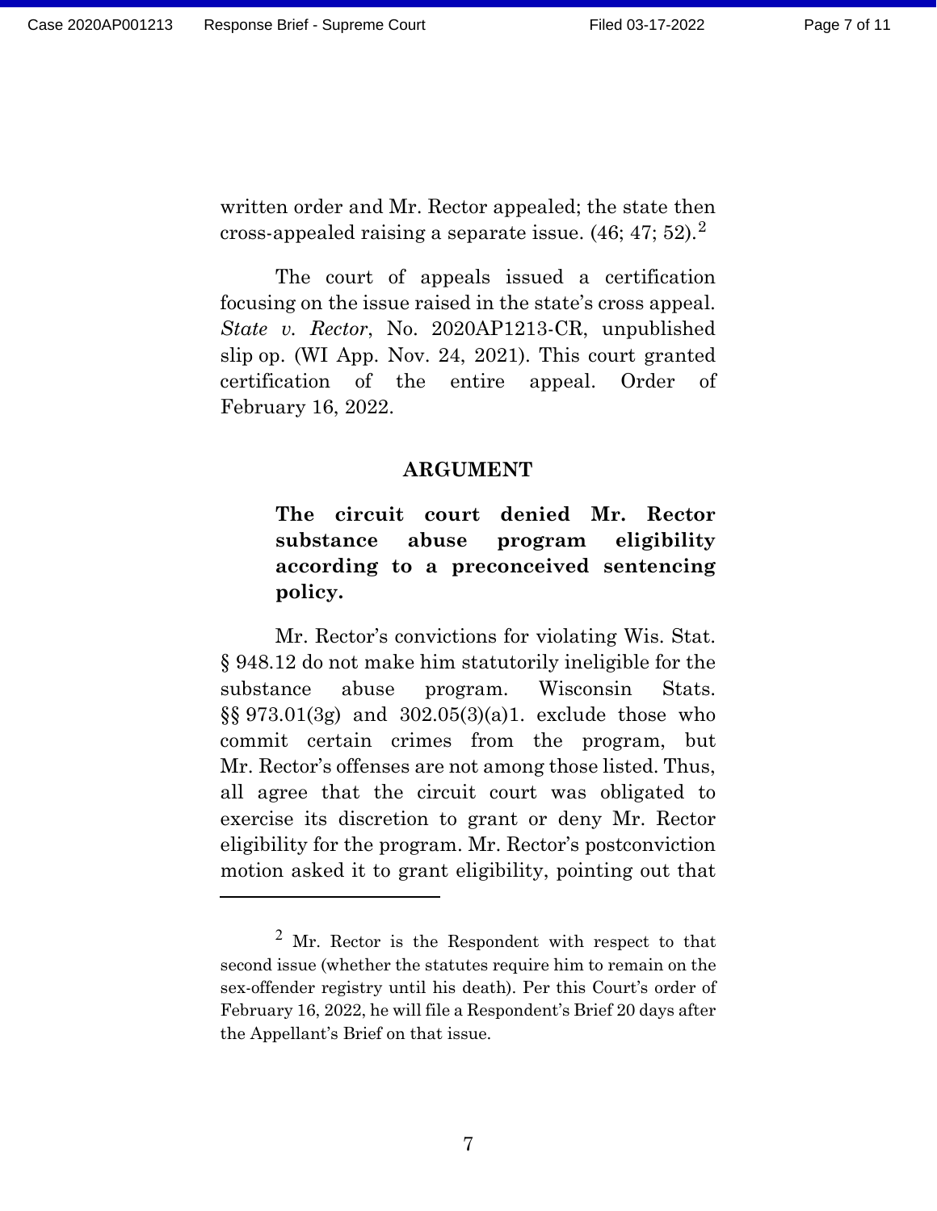written order and Mr. Rector appealed; the state then cross-appealed raising a separate issue. (46; 47; 52).[2]

The court of appeals issued a certification focusing on the issue raised in the state's cross appeal. *State v. Rector*, No. 2020AP1213-CR, unpublished slip op. (WI App. Nov. 24, 2021). This court granted certification of the entire appeal. Order of February 16, 2022.

## ARGUMENT

**The circuit court denied Mr. Rector substance abuse program eligibility according to a preconceived sentencing policy.**

Mr. Rector's convictions for violating Wis. Stat. § 948.12 do not make him statutorily ineligible for the substance abuse program. Wisconsin Stats. §§ 973.01(3g) and 302.05(3)(a)1. exclude those who commit certain crimes from the program, but Mr. Rector's offenses are not among those listed. Thus, all agree that the circuit court was obligated to exercise its discretion to grant or deny Mr. Rector eligibility for the program. Mr. Rector's postconviction motion asked it to grant eligibility, pointing out that

---

[2] Mr. Rector is the Respondent with respect to that second issue (whether the statutes require him to remain on the sex-offender registry until his death). Per this Court's order of February 16, 2022, he will file a Respondent's Brief 20 days after the Appellant's Brief on that issue.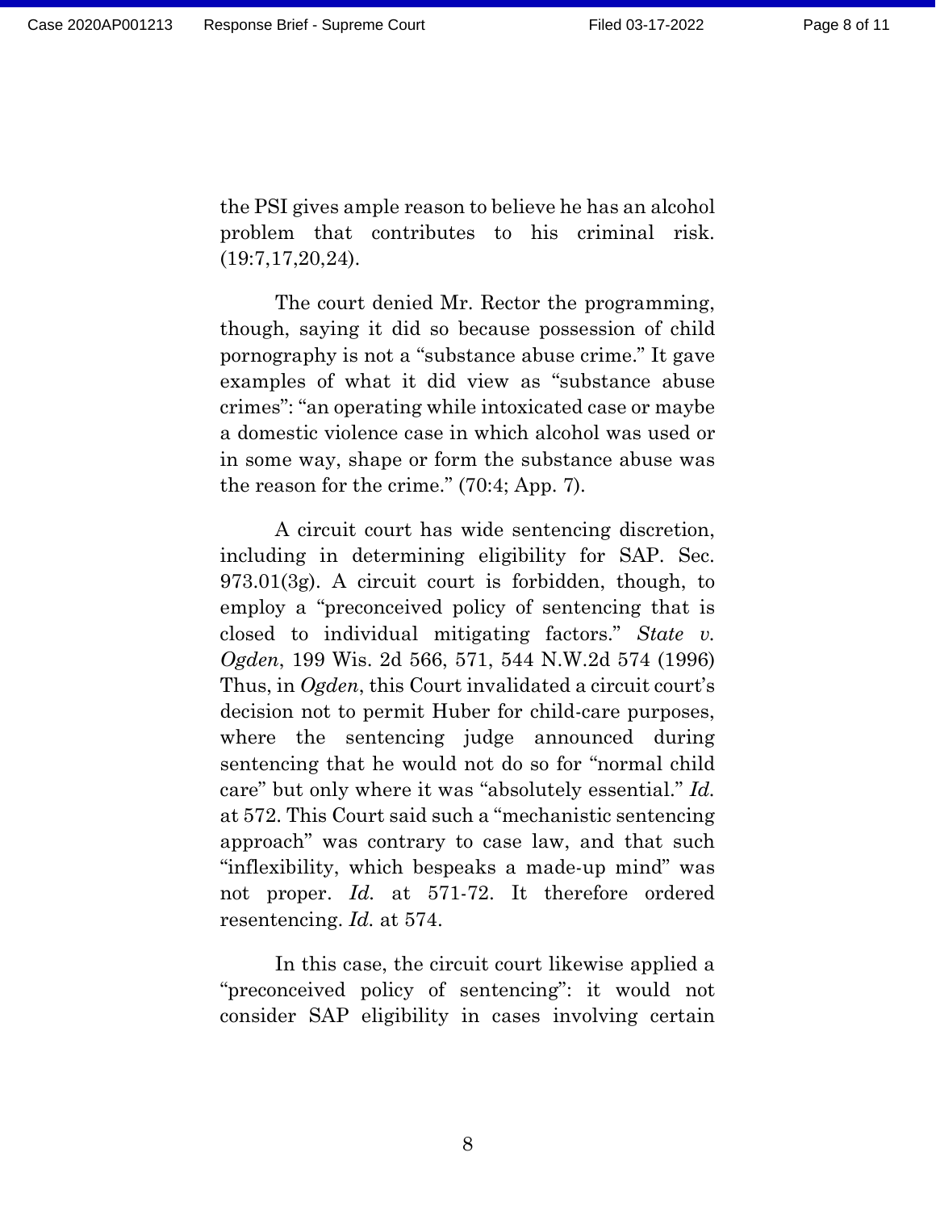the PSI gives ample reason to believe he has an alcohol problem that contributes to his criminal risk. (19:7,17,20,24).

The court denied Mr. Rector the programming, though, saying it did so because possession of child pornography is not a "substance abuse crime." It gave examples of what it did view as "substance abuse crimes": "an operating while intoxicated case or maybe a domestic violence case in which alcohol was used or in some way, shape or form the substance abuse was the reason for the crime." (70:4; App. 7).

A circuit court has wide sentencing discretion, including in determining eligibility for SAP. Sec. 973.01(3g). A circuit court is forbidden, though, to employ a "preconceived policy of sentencing that is closed to individual mitigating factors." *State v. Ogden*, 199 Wis. 2d 566, 571, 544 N.W.2d 574 (1996) Thus, in *Ogden*, this Court invalidated a circuit court's decision not to permit Huber for child-care purposes, where the sentencing judge announced during sentencing that he would not do so for "normal child care" but only where it was "absolutely essential." *Id.* at 572. This Court said such a "mechanistic sentencing approach" was contrary to case law, and that such "inflexibility, which bespeaks a made-up mind" was not proper. *Id.* at 571-72. It therefore ordered resentencing. *Id.* at 574.

In this case, the circuit court likewise applied a "preconceived policy of sentencing": it would not consider SAP eligibility in cases involving certain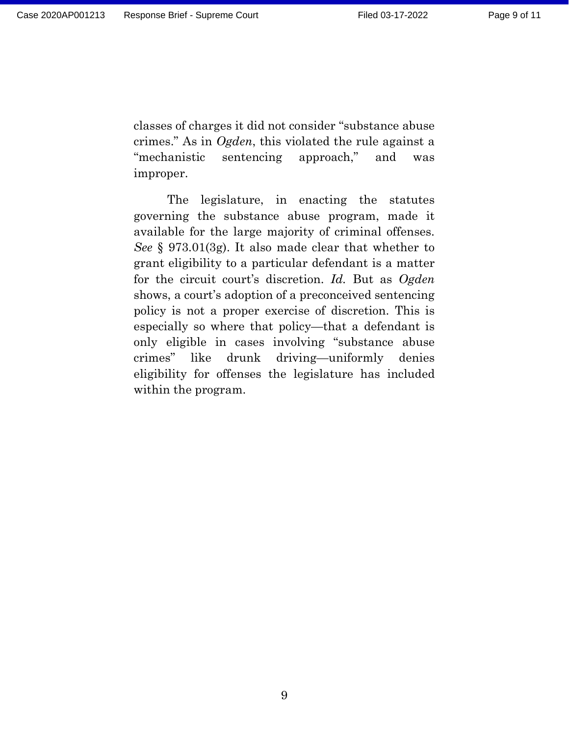classes of charges it did not consider "substance abuse crimes." As in *Ogden*, this violated the rule against a "mechanistic sentencing approach," and was improper.

The legislature, in enacting the statutes governing the substance abuse program, made it available for the large majority of criminal offenses. *See* § 973.01(3g). It also made clear that whether to grant eligibility to a particular defendant is a matter for the circuit court's discretion. *Id.* But as *Ogden* shows, a court's adoption of a preconceived sentencing policy is not a proper exercise of discretion. This is especially so where that policy—that a defendant is only eligible in cases involving "substance abuse crimes" like drunk driving—uniformly denies eligibility for offenses the legislature has included within the program.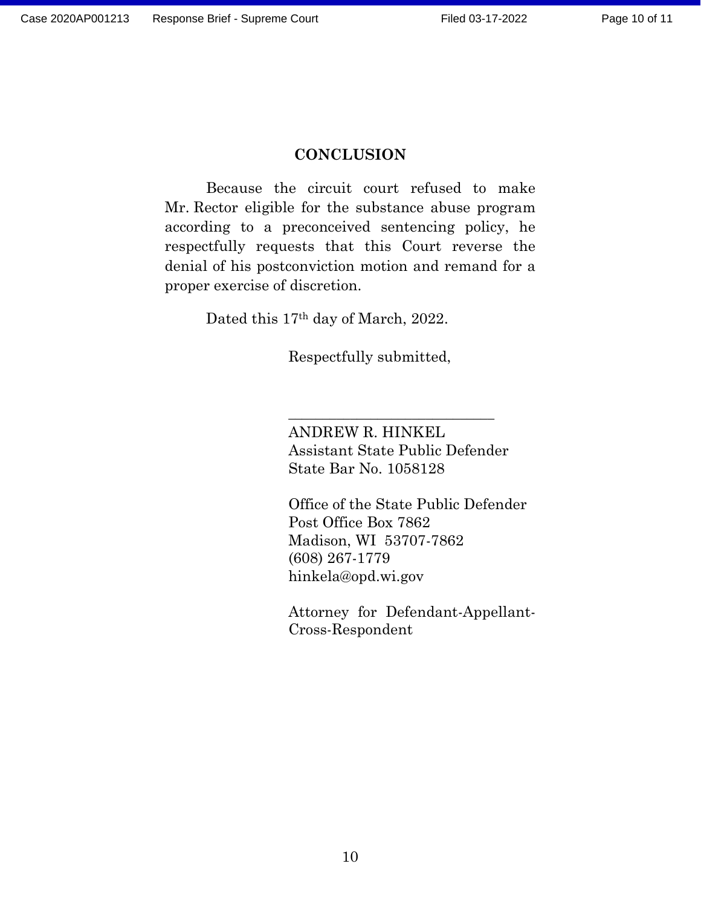## CONCLUSION

Because the circuit court refused to make Mr. Rector eligible for the substance abuse program according to a preconceived sentencing policy, he respectfully requests that this Court reverse the denial of his postconviction motion and remand for a proper exercise of discretion.

Dated this 17th day of March, 2022.

Respectfully submitted,

\_\_\_\_\_\_\_\_\_\_\_\_\_\_\_\_\_\_\_\_\_\_\_\_\_\_\_\_

ANDREW R. HINKEL
Assistant State Public Defender
State Bar No. 1058128

Office of the State Public Defender
Post Office Box 7862
Madison, WI 53707-7862
(608) 267-1779
hinkela@opd.wi.gov

Attorney for Defendant-Appellant-Cross-Respondent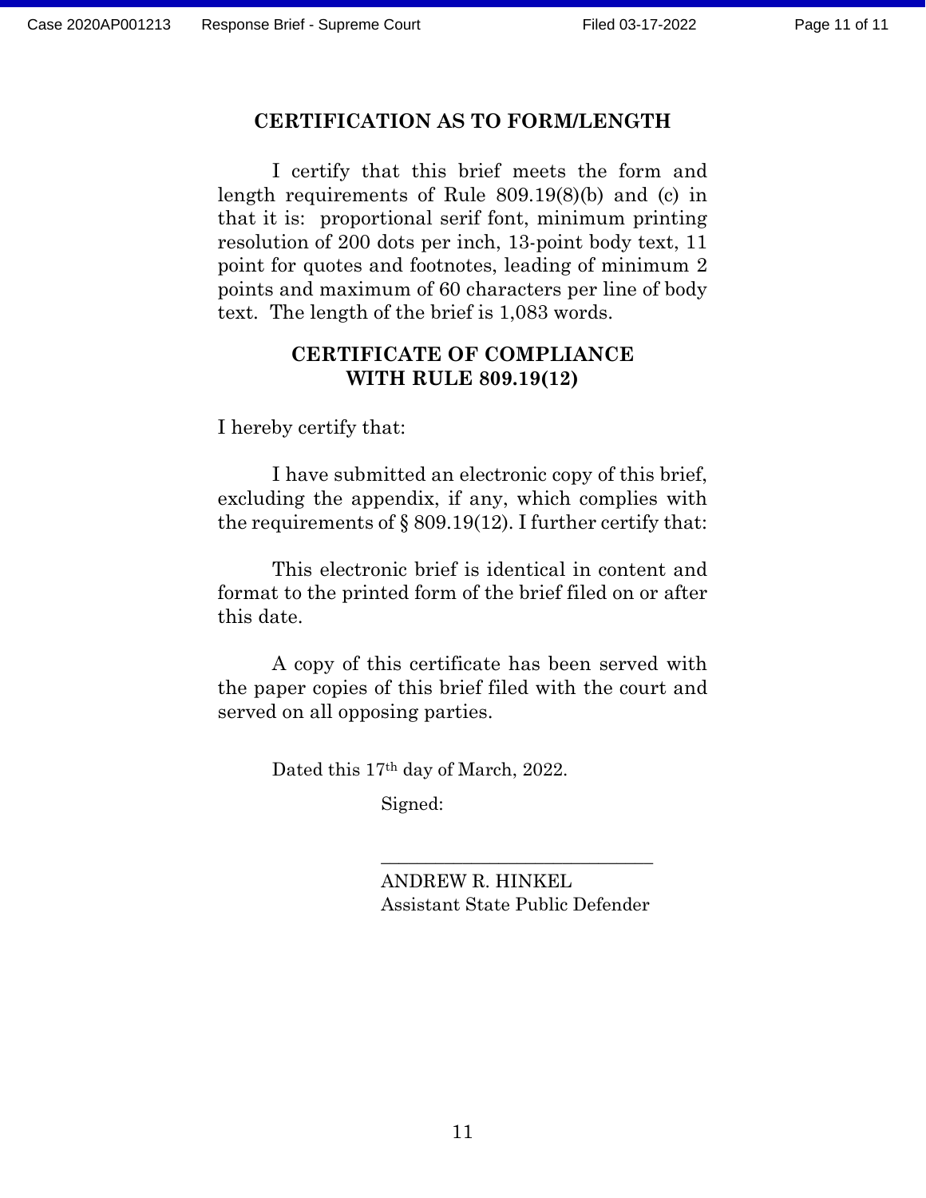## CERTIFICATION AS TO FORM/LENGTH

I certify that this brief meets the form and length requirements of Rule 809.19(8)(b) and (c) in that it is: proportional serif font, minimum printing resolution of 200 dots per inch, 13-point body text, 11 point for quotes and footnotes, leading of minimum 2 points and maximum of 60 characters per line of body text. The length of the brief is 1,083 words.

## CERTIFICATE OF COMPLIANCE WITH RULE 809.19(12)

I hereby certify that:

I have submitted an electronic copy of this brief, excluding the appendix, if any, which complies with the requirements of § 809.19(12). I further certify that:

This electronic brief is identical in content and format to the printed form of the brief filed on or after this date.

A copy of this certificate has been served with the paper copies of this brief filed with the court and served on all opposing parties.

Dated this 17th day of March, 2022.

Signed:

\_\_\_\_\_\_\_\_\_\_\_\_\_\_\_\_\_\_\_\_\_\_\_\_\_\_\_\_\_\_

ANDREW R. HINKEL
Assistant State Public Defender